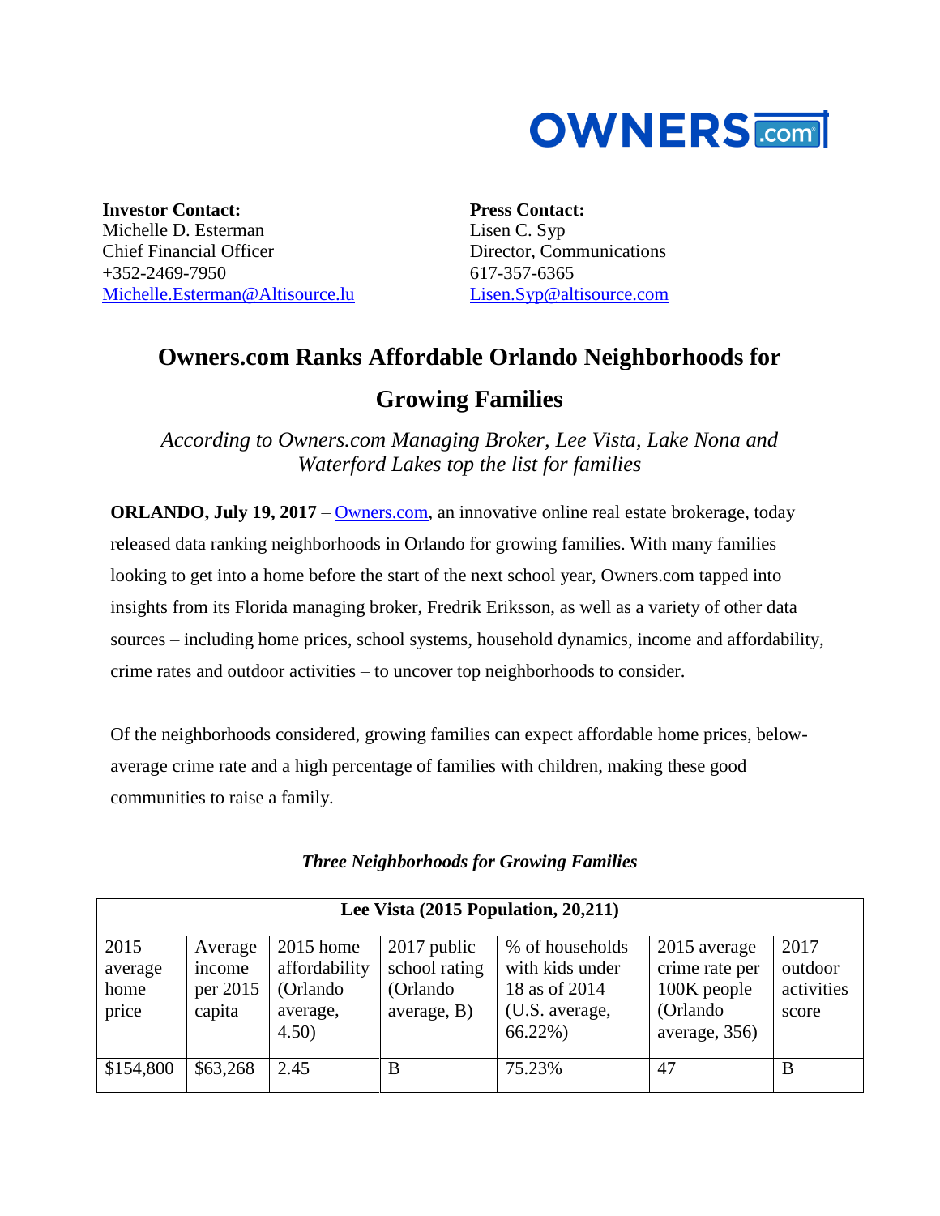OWNERS.com

**Investor Contact:**
Michelle D. Esterman
Chief Financial Officer
+352-2469-7950
Michelle.Esterman@Altisource.lu

**Press Contact:**
Lisen C. Syp
Director, Communications
617-357-6365
Lisen.Syp@altisource.com

# Owners.com Ranks Affordable Orlando Neighborhoods for Growing Families

*According to Owners.com Managing Broker, Lee Vista, Lake Nona and Waterford Lakes top the list for families*

**ORLANDO, July 19, 2017** – Owners.com, an innovative online real estate brokerage, today released data ranking neighborhoods in Orlando for growing families. With many families looking to get into a home before the start of the next school year, Owners.com tapped into insights from its Florida managing broker, Fredrik Eriksson, as well as a variety of other data sources – including home prices, school systems, household dynamics, income and affordability, crime rates and outdoor activities – to uncover top neighborhoods to consider.

Of the neighborhoods considered, growing families can expect affordable home prices, below-average crime rate and a high percentage of families with children, making these good communities to raise a family.

***Three Neighborhoods for Growing Families***

| **Lee Vista (2015 Population, 20,211)** | | | | | | |
|---|---|---|---|---|---|---|
| 2015 average home price | Average income per 2015 capita | 2015 home affordability (Orlando average, 4.50) | 2017 public school rating (Orlando average, B) | % of households with kids under 18 as of 2014 (U.S. average, 66.22%) | 2015 average crime rate per 100K people (Orlando average, 356) | 2017 outdoor activities score |
| $154,800 | $63,268 | 2.45 | B | 75.23% | 47 | B |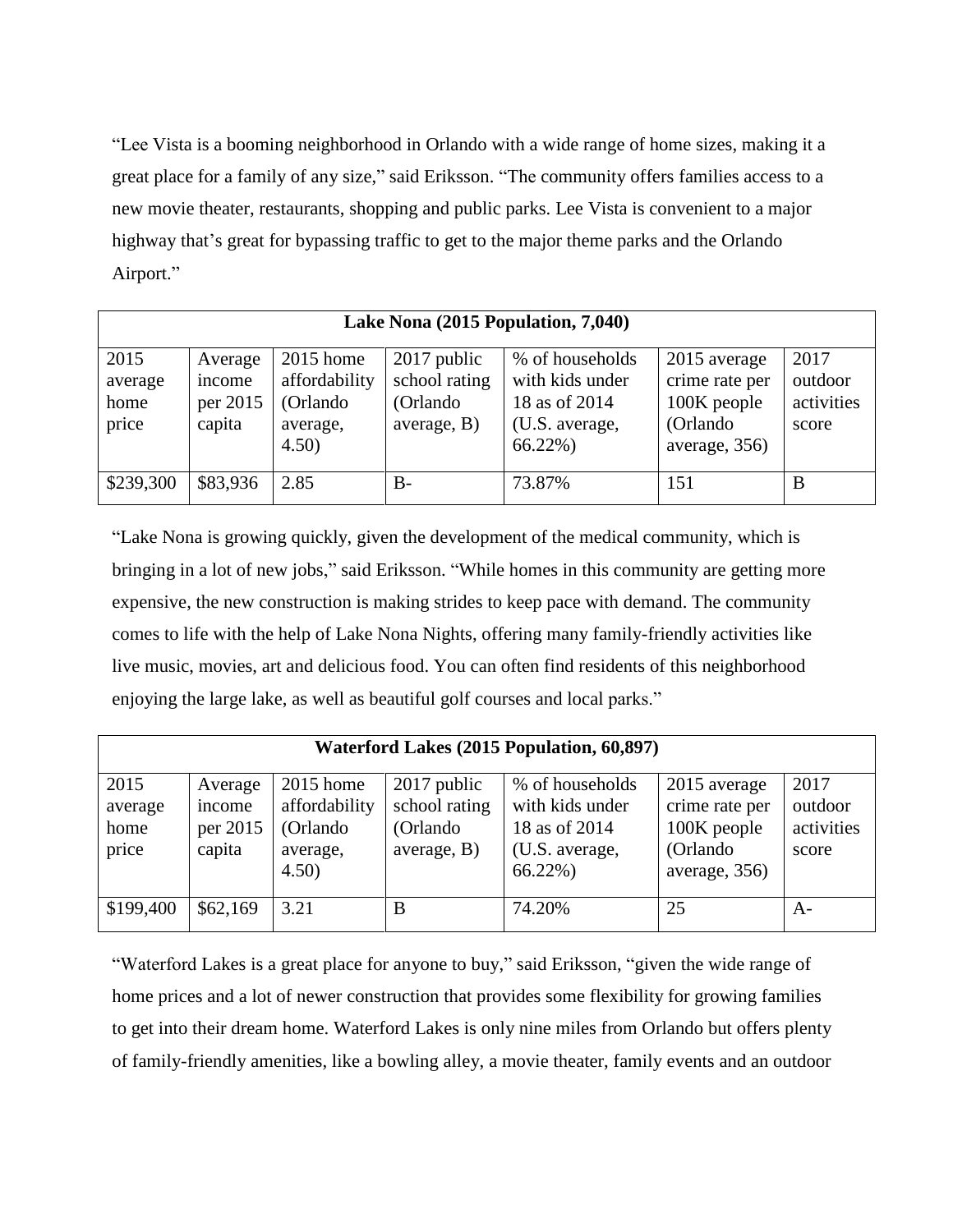"Lee Vista is a booming neighborhood in Orlando with a wide range of home sizes, making it a great place for a family of any size," said Eriksson. "The community offers families access to a new movie theater, restaurants, shopping and public parks. Lee Vista is convenient to a major highway that's great for bypassing traffic to get to the major theme parks and the Orlando Airport."

| **Lake Nona (2015 Population, 7,040)** | | | | | | |
|---|---|---|---|---|---|---|
| 2015 average home price | Average income per 2015 capita | 2015 home affordability (Orlando average, 4.50) | 2017 public school rating (Orlando average, B) | % of households with kids under 18 as of 2014 (U.S. average, 66.22%) | 2015 average crime rate per 100K people (Orlando average, 356) | 2017 outdoor activities score |
| $239,300 | $83,936 | 2.85 | B- | 73.87% | 151 | B |

"Lake Nona is growing quickly, given the development of the medical community, which is bringing in a lot of new jobs," said Eriksson. "While homes in this community are getting more expensive, the new construction is making strides to keep pace with demand. The community comes to life with the help of Lake Nona Nights, offering many family-friendly activities like live music, movies, art and delicious food. You can often find residents of this neighborhood enjoying the large lake, as well as beautiful golf courses and local parks."

| **Waterford Lakes (2015 Population, 60,897)** | | | | | | |
|---|---|---|---|---|---|---|
| 2015 average home price | Average income per 2015 capita | 2015 home affordability (Orlando average, 4.50) | 2017 public school rating (Orlando average, B) | % of households with kids under 18 as of 2014 (U.S. average, 66.22%) | 2015 average crime rate per 100K people (Orlando average, 356) | 2017 outdoor activities score |
| $199,400 | $62,169 | 3.21 | B | 74.20% | 25 | A- |

"Waterford Lakes is a great place for anyone to buy," said Eriksson, "given the wide range of home prices and a lot of newer construction that provides some flexibility for growing families to get into their dream home. Waterford Lakes is only nine miles from Orlando but offers plenty of family-friendly amenities, like a bowling alley, a movie theater, family events and an outdoor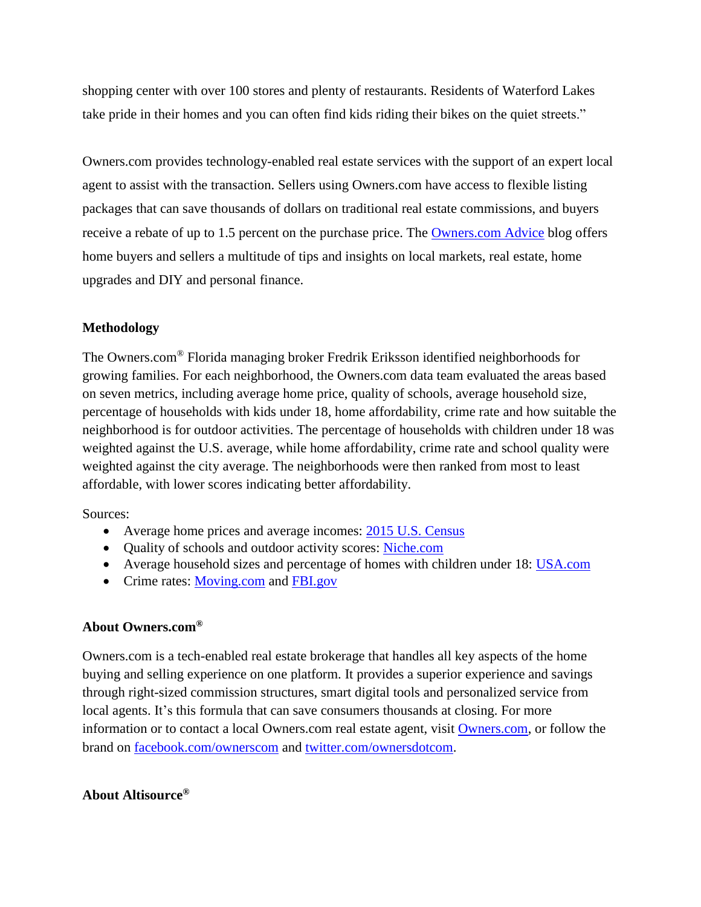shopping center with over 100 stores and plenty of restaurants. Residents of Waterford Lakes take pride in their homes and you can often find kids riding their bikes on the quiet streets."

Owners.com provides technology-enabled real estate services with the support of an expert local agent to assist with the transaction. Sellers using Owners.com have access to flexible listing packages that can save thousands of dollars on traditional real estate commissions, and buyers receive a rebate of up to 1.5 percent on the purchase price. The [Owners.com Advice](https://www.owners.com/advice) blog offers home buyers and sellers a multitude of tips and insights on local markets, real estate, home upgrades and DIY and personal finance.

**Methodology**

The Owners.com® Florida managing broker Fredrik Eriksson identified neighborhoods for growing families. For each neighborhood, the Owners.com data team evaluated the areas based on seven metrics, including average home price, quality of schools, average household size, percentage of households with kids under 18, home affordability, crime rate and how suitable the neighborhood is for outdoor activities. The percentage of households with children under 18 was weighted against the U.S. average, while home affordability, crime rate and school quality were weighted against the city average. The neighborhoods were then ranked from most to least affordable, with lower scores indicating better affordability.

Sources:

- Average home prices and average incomes: 2015 U.S. Census
- Quality of schools and outdoor activity scores: Niche.com
- Average household sizes and percentage of homes with children under 18: USA.com
- Crime rates: Moving.com and FBI.gov

**About Owners.com®**

Owners.com is a tech-enabled real estate brokerage that handles all key aspects of the home buying and selling experience on one platform. It provides a superior experience and savings through right-sized commission structures, smart digital tools and personalized service from local agents. It's this formula that can save consumers thousands at closing. For more information or to contact a local Owners.com real estate agent, visit Owners.com, or follow the brand on facebook.com/ownerscom and twitter.com/ownersdotcom.

**About Altisource®**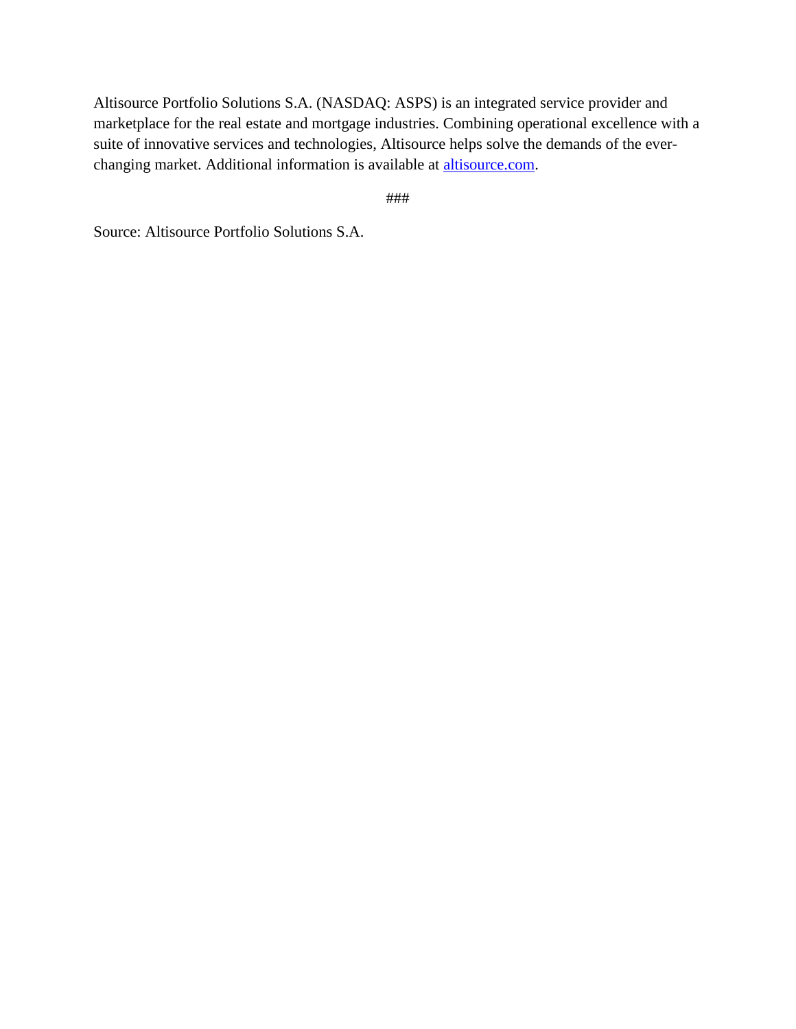Altisource Portfolio Solutions S.A. (NASDAQ: ASPS) is an integrated service provider and marketplace for the real estate and mortgage industries. Combining operational excellence with a suite of innovative services and technologies, Altisource helps solve the demands of the ever-changing market. Additional information is available at [altisource.com](altisource.com).

###

Source: Altisource Portfolio Solutions S.A.